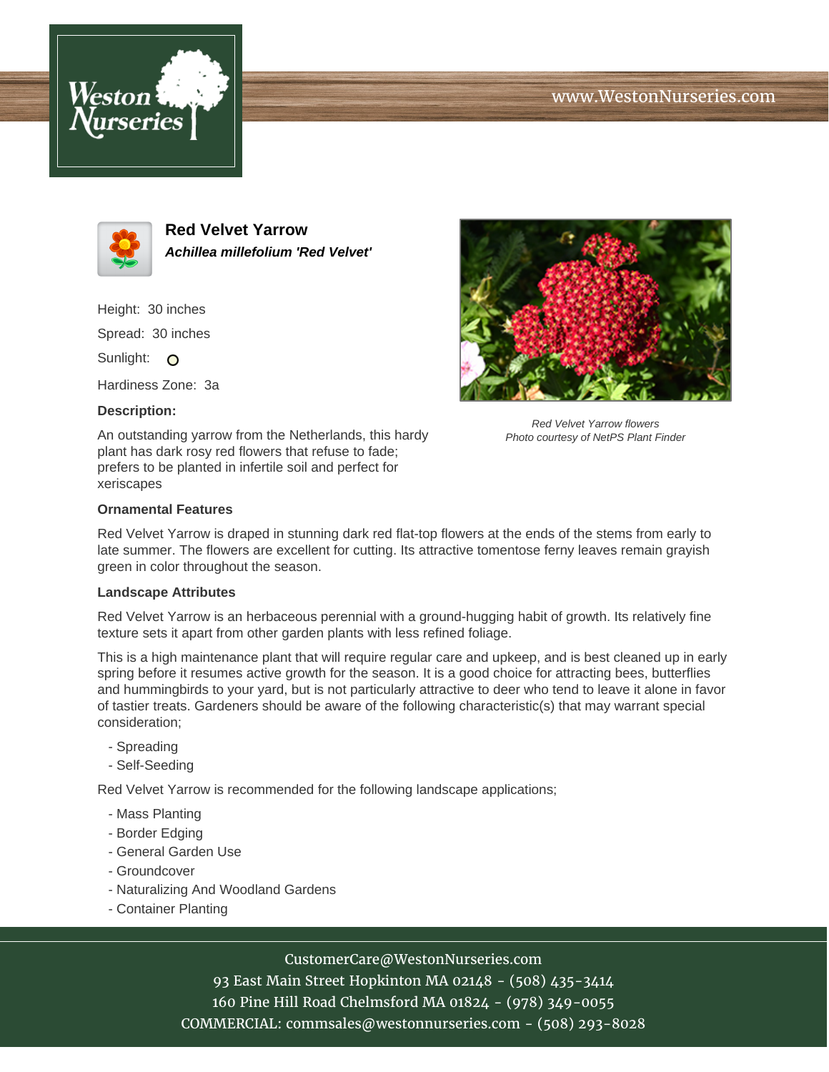www.WestonNurseries.com

# Red Velvet Yarrow

***Achillea millefolium 'Red Velvet'***

Height: 30 inches

Spread: 30 inches

Sunlight:

Hardiness Zone: 3a

**Description:**

An outstanding yarrow from the Netherlands, this hardy plant has dark rosy red flowers that refuse to fade; prefers to be planted in infertile soil and perfect for xeriscapes

*Red Velvet Yarrow flowers*
*Photo courtesy of NetPS Plant Finder*

### Ornamental Features

Red Velvet Yarrow is draped in stunning dark red flat-top flowers at the ends of the stems from early to late summer. The flowers are excellent for cutting. Its attractive tomentose ferny leaves remain grayish green in color throughout the season.

### Landscape Attributes

Red Velvet Yarrow is an herbaceous perennial with a ground-hugging habit of growth. Its relatively fine texture sets it apart from other garden plants with less refined foliage.

This is a high maintenance plant that will require regular care and upkeep, and is best cleaned up in early spring before it resumes active growth for the season. It is a good choice for attracting bees, butterflies and hummingbirds to your yard, but is not particularly attractive to deer who tend to leave it alone in favor of tastier treats. Gardeners should be aware of the following characteristic(s) that may warrant special consideration;

- Spreading
- Self-Seeding

Red Velvet Yarrow is recommended for the following landscape applications;

- Mass Planting
- Border Edging
- General Garden Use
- Groundcover
- Naturalizing And Woodland Gardens
- Container Planting

CustomerCare@WestonNurseries.com
93 East Main Street Hopkinton MA 02148 - (508) 435-3414
160 Pine Hill Road Chelmsford MA 01824 - (978) 349-0055
COMMERCIAL: commsales@westonnurseries.com - (508) 293-8028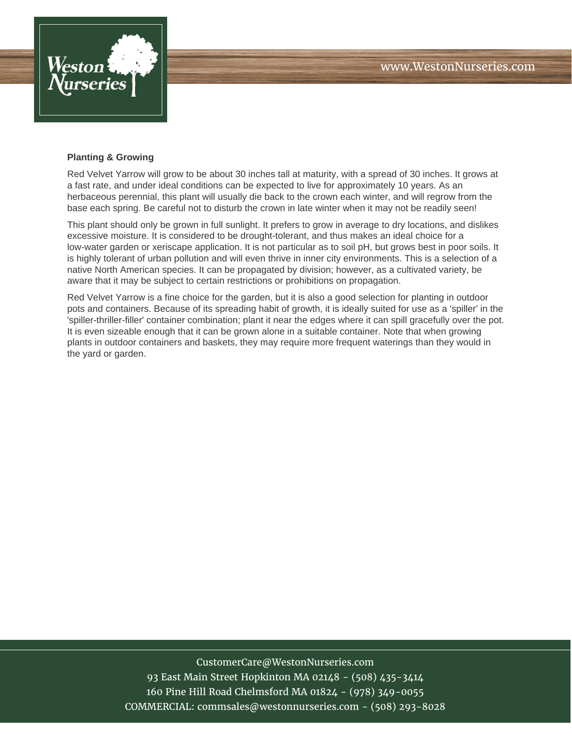## Planting & Growing

Red Velvet Yarrow will grow to be about 30 inches tall at maturity, with a spread of 30 inches. It grows at a fast rate, and under ideal conditions can be expected to live for approximately 10 years. As an herbaceous perennial, this plant will usually die back to the crown each winter, and will regrow from the base each spring. Be careful not to disturb the crown in late winter when it may not be readily seen!

This plant should only be grown in full sunlight. It prefers to grow in average to dry locations, and dislikes excessive moisture. It is considered to be drought-tolerant, and thus makes an ideal choice for a low-water garden or xeriscape application. It is not particular as to soil pH, but grows best in poor soils. It is highly tolerant of urban pollution and will even thrive in inner city environments. This is a selection of a native North American species. It can be propagated by division; however, as a cultivated variety, be aware that it may be subject to certain restrictions or prohibitions on propagation.

Red Velvet Yarrow is a fine choice for the garden, but it is also a good selection for planting in outdoor pots and containers. Because of its spreading habit of growth, it is ideally suited for use as a 'spiller' in the 'spiller-thriller-filler' container combination; plant it near the edges where it can spill gracefully over the pot. It is even sizeable enough that it can be grown alone in a suitable container. Note that when growing plants in outdoor containers and baskets, they may require more frequent waterings than they would in the yard or garden.